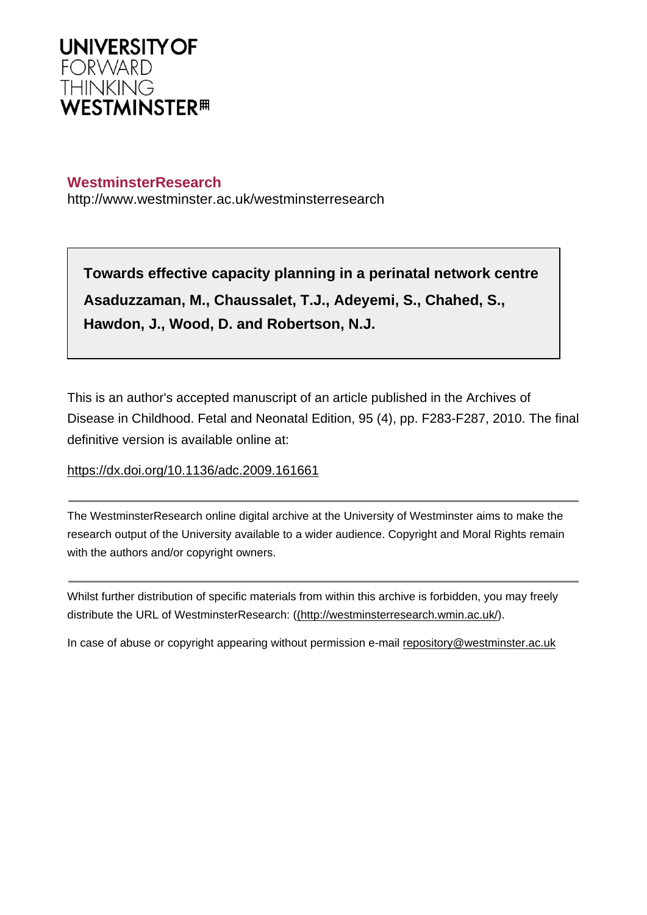**WestminsterResearch**

http://www.westminster.ac.uk/westminsterresearch

**Towards effective capacity planning in a perinatal network centre**

**Asaduzzaman, M., Chaussalet, T.J., Adeyemi, S., Chahed, S., Hawdon, J., Wood, D. and Robertson, N.J.**

This is an author's accepted manuscript of an article published in the Archives of Disease in Childhood. Fetal and Neonatal Edition, 95 (4), pp. F283-F287, 2010. The final definitive version is available online at:

https://dx.doi.org/10.1136/adc.2009.161661

The WestminsterResearch online digital archive at the University of Westminster aims to make the research output of the University available to a wider audience. Copyright and Moral Rights remain with the authors and/or copyright owners.

Whilst further distribution of specific materials from within this archive is forbidden, you may freely distribute the URL of WestminsterResearch: ((http://westminsterresearch.wmin.ac.uk/).

In case of abuse or copyright appearing without permission e-mail repository@westminster.ac.uk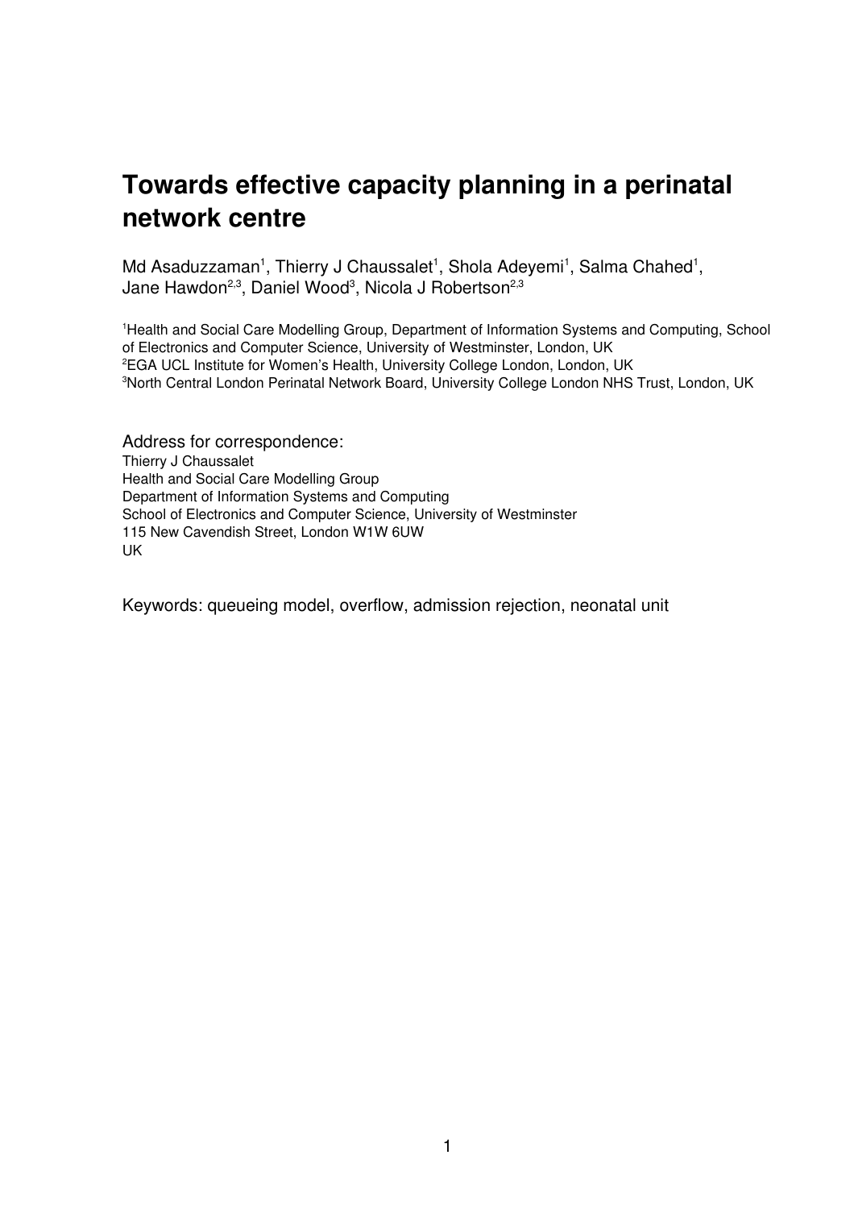# Towards effective capacity planning in a perinatal network centre

Md Asaduzzaman[1], Thierry J Chaussalet[1], Shola Adeyemi[1], Salma Chahed[1], Jane Hawdon[2,3], Daniel Wood[3], Nicola J Robertson[2,3]

[1]Health and Social Care Modelling Group, Department of Information Systems and Computing, School of Electronics and Computer Science, University of Westminster, London, UK
[2]EGA UCL Institute for Women's Health, University College London, London, UK
[3]North Central London Perinatal Network Board, University College London NHS Trust, London, UK

Address for correspondence:
Thierry J Chaussalet
Health and Social Care Modelling Group
Department of Information Systems and Computing
School of Electronics and Computer Science, University of Westminster
115 New Cavendish Street, London W1W 6UW
UK

Keywords: queueing model, overflow, admission rejection, neonatal unit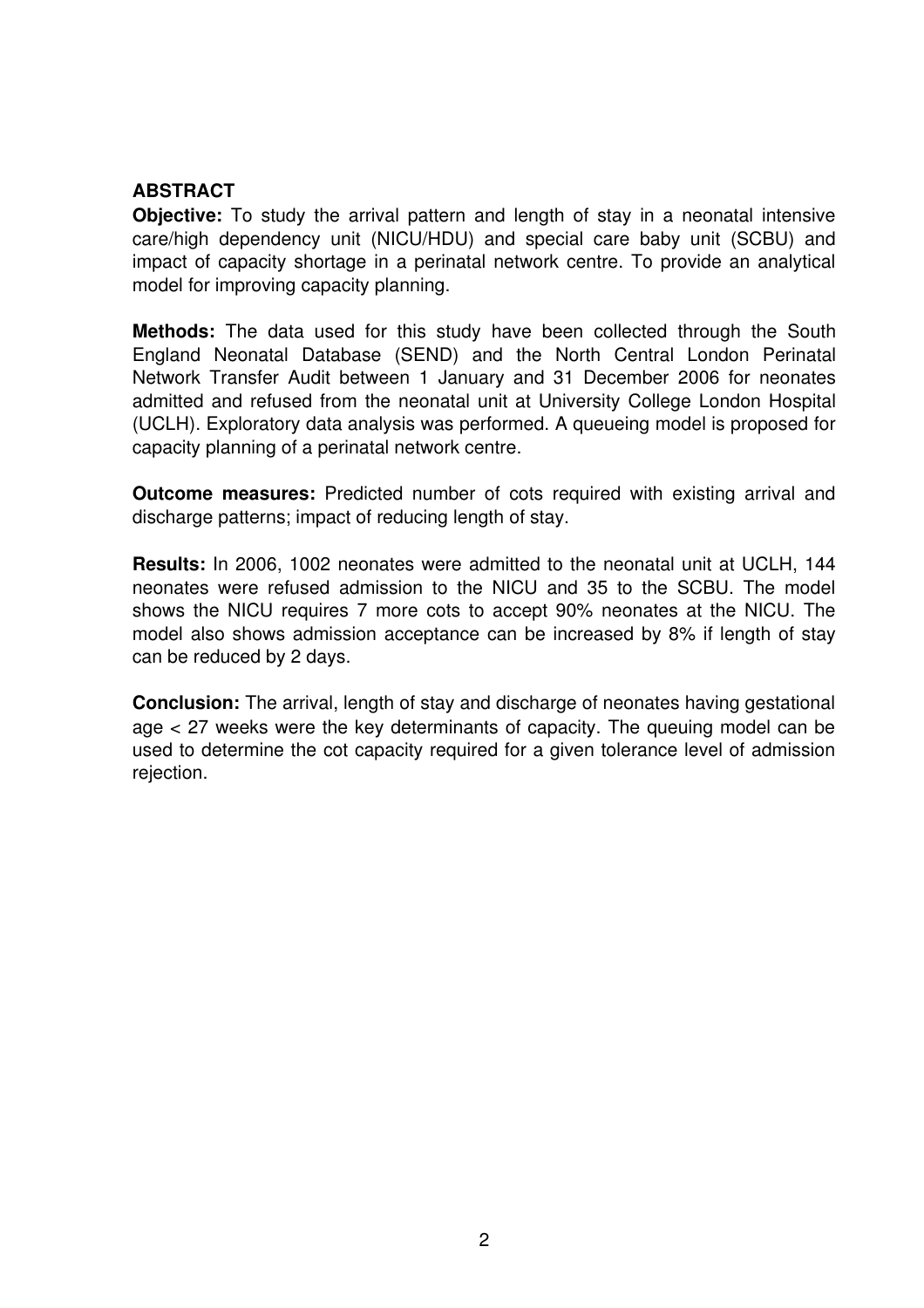## ABSTRACT

**Objective:** To study the arrival pattern and length of stay in a neonatal intensive care/high dependency unit (NICU/HDU) and special care baby unit (SCBU) and impact of capacity shortage in a perinatal network centre. To provide an analytical model for improving capacity planning.

**Methods:** The data used for this study have been collected through the South England Neonatal Database (SEND) and the North Central London Perinatal Network Transfer Audit between 1 January and 31 December 2006 for neonates admitted and refused from the neonatal unit at University College London Hospital (UCLH). Exploratory data analysis was performed. A queueing model is proposed for capacity planning of a perinatal network centre.

**Outcome measures:** Predicted number of cots required with existing arrival and discharge patterns; impact of reducing length of stay.

**Results:** In 2006, 1002 neonates were admitted to the neonatal unit at UCLH, 144 neonates were refused admission to the NICU and 35 to the SCBU. The model shows the NICU requires 7 more cots to accept 90% neonates at the NICU. The model also shows admission acceptance can be increased by 8% if length of stay can be reduced by 2 days.

**Conclusion:** The arrival, length of stay and discharge of neonates having gestational age < 27 weeks were the key determinants of capacity. The queuing model can be used to determine the cot capacity required for a given tolerance level of admission rejection.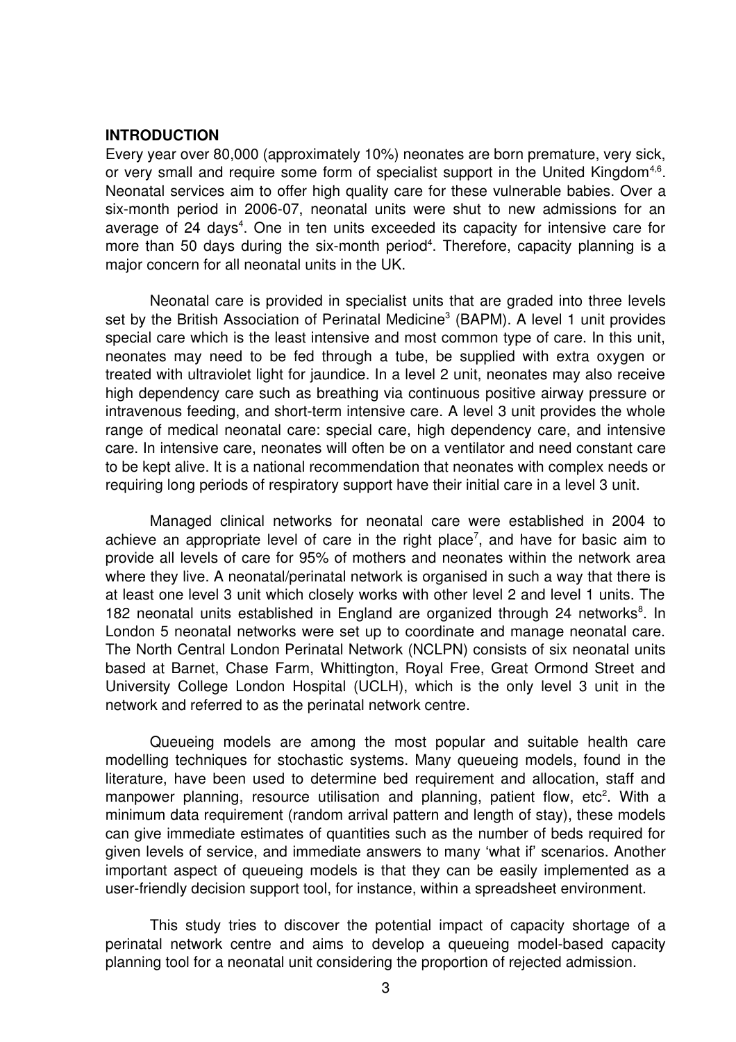**INTRODUCTION**

Every year over 80,000 (approximately 10%) neonates are born premature, very sick, or very small and require some form of specialist support in the United Kingdom[4,6]. Neonatal services aim to offer high quality care for these vulnerable babies. Over a six-month period in 2006-07, neonatal units were shut to new admissions for an average of 24 days[4]. One in ten units exceeded its capacity for intensive care for more than 50 days during the six-month period[4]. Therefore, capacity planning is a major concern for all neonatal units in the UK.

Neonatal care is provided in specialist units that are graded into three levels set by the British Association of Perinatal Medicine[3] (BAPM). A level 1 unit provides special care which is the least intensive and most common type of care. In this unit, neonates may need to be fed through a tube, be supplied with extra oxygen or treated with ultraviolet light for jaundice. In a level 2 unit, neonates may also receive high dependency care such as breathing via continuous positive airway pressure or intravenous feeding, and short-term intensive care. A level 3 unit provides the whole range of medical neonatal care: special care, high dependency care, and intensive care. In intensive care, neonates will often be on a ventilator and need constant care to be kept alive. It is a national recommendation that neonates with complex needs or requiring long periods of respiratory support have their initial care in a level 3 unit.

Managed clinical networks for neonatal care were established in 2004 to achieve an appropriate level of care in the right place[7], and have for basic aim to provide all levels of care for 95% of mothers and neonates within the network area where they live. A neonatal/perinatal network is organised in such a way that there is at least one level 3 unit which closely works with other level 2 and level 1 units. The 182 neonatal units established in England are organized through 24 networks[8]. In London 5 neonatal networks were set up to coordinate and manage neonatal care. The North Central London Perinatal Network (NCLPN) consists of six neonatal units based at Barnet, Chase Farm, Whittington, Royal Free, Great Ormond Street and University College London Hospital (UCLH), which is the only level 3 unit in the network and referred to as the perinatal network centre.

Queueing models are among the most popular and suitable health care modelling techniques for stochastic systems. Many queueing models, found in the literature, have been used to determine bed requirement and allocation, staff and manpower planning, resource utilisation and planning, patient flow, etc[2]. With a minimum data requirement (random arrival pattern and length of stay), these models can give immediate estimates of quantities such as the number of beds required for given levels of service, and immediate answers to many 'what if' scenarios. Another important aspect of queueing models is that they can be easily implemented as a user-friendly decision support tool, for instance, within a spreadsheet environment.

This study tries to discover the potential impact of capacity shortage of a perinatal network centre and aims to develop a queueing model-based capacity planning tool for a neonatal unit considering the proportion of rejected admission.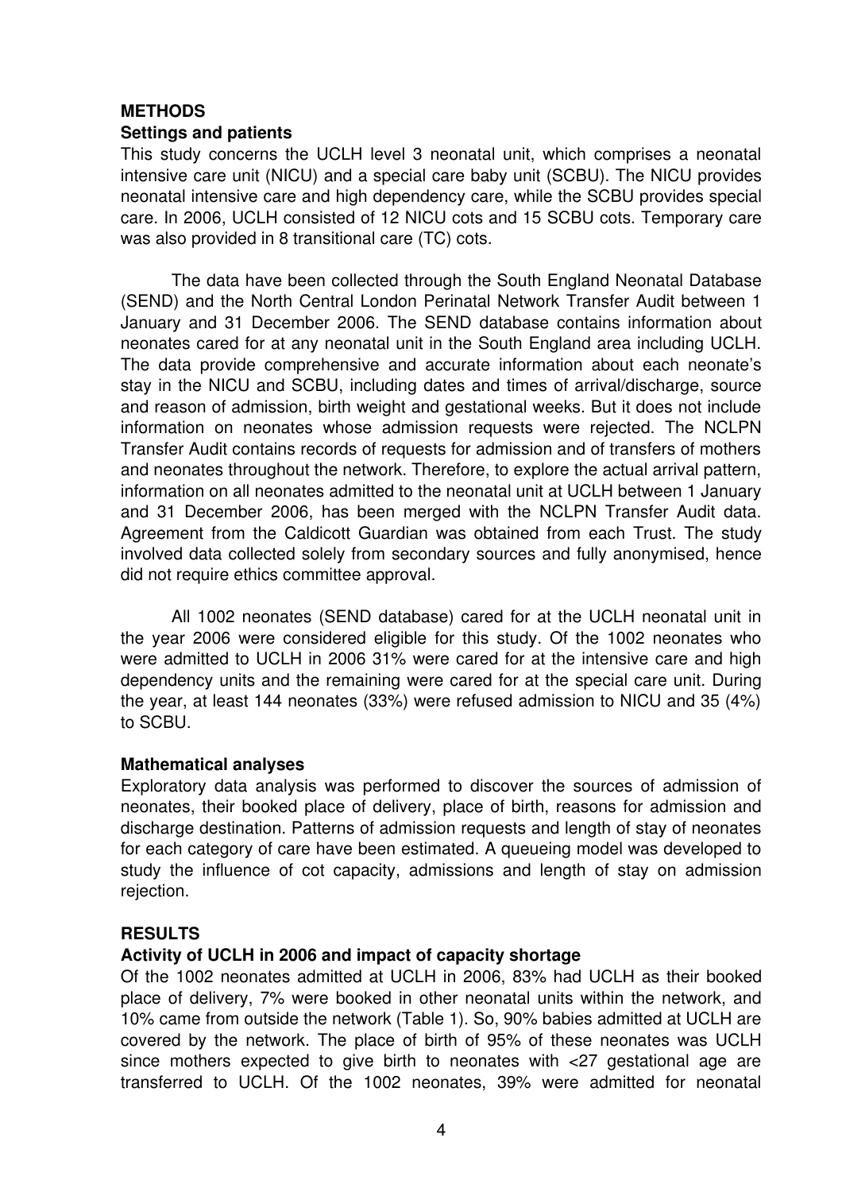## METHODS

### Settings and patients

This study concerns the UCLH level 3 neonatal unit, which comprises a neonatal intensive care unit (NICU) and a special care baby unit (SCBU). The NICU provides neonatal intensive care and high dependency care, while the SCBU provides special care. In 2006, UCLH consisted of 12 NICU cots and 15 SCBU cots. Temporary care was also provided in 8 transitional care (TC) cots.

The data have been collected through the South England Neonatal Database (SEND) and the North Central London Perinatal Network Transfer Audit between 1 January and 31 December 2006. The SEND database contains information about neonates cared for at any neonatal unit in the South England area including UCLH. The data provide comprehensive and accurate information about each neonate's stay in the NICU and SCBU, including dates and times of arrival/discharge, source and reason of admission, birth weight and gestational weeks. But it does not include information on neonates whose admission requests were rejected. The NCLPN Transfer Audit contains records of requests for admission and of transfers of mothers and neonates throughout the network. Therefore, to explore the actual arrival pattern, information on all neonates admitted to the neonatal unit at UCLH between 1 January and 31 December 2006, has been merged with the NCLPN Transfer Audit data. Agreement from the Caldicott Guardian was obtained from each Trust. The study involved data collected solely from secondary sources and fully anonymised, hence did not require ethics committee approval.

All 1002 neonates (SEND database) cared for at the UCLH neonatal unit in the year 2006 were considered eligible for this study. Of the 1002 neonates who were admitted to UCLH in 2006 31% were cared for at the intensive care and high dependency units and the remaining were cared for at the special care unit. During the year, at least 144 neonates (33%) were refused admission to NICU and 35 (4%) to SCBU.

### Mathematical analyses

Exploratory data analysis was performed to discover the sources of admission of neonates, their booked place of delivery, place of birth, reasons for admission and discharge destination. Patterns of admission requests and length of stay of neonates for each category of care have been estimated. A queueing model was developed to study the influence of cot capacity, admissions and length of stay on admission rejection.

## RESULTS

### Activity of UCLH in 2006 and impact of capacity shortage

Of the 1002 neonates admitted at UCLH in 2006, 83% had UCLH as their booked place of delivery, 7% were booked in other neonatal units within the network, and 10% came from outside the network (Table 1). So, 90% babies admitted at UCLH are covered by the network. The place of birth of 95% of these neonates was UCLH since mothers expected to give birth to neonates with <27 gestational age are transferred to UCLH. Of the 1002 neonates, 39% were admitted for neonatal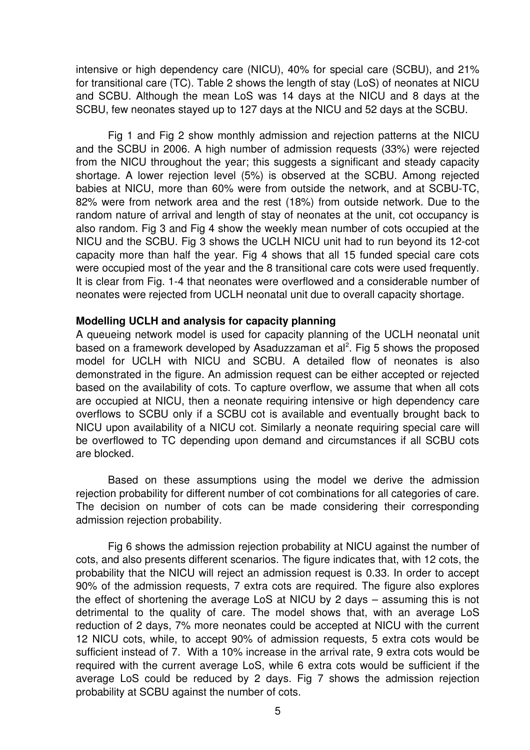intensive or high dependency care (NICU), 40% for special care (SCBU), and 21% for transitional care (TC). Table 2 shows the length of stay (LoS) of neonates at NICU and SCBU. Although the mean LoS was 14 days at the NICU and 8 days at the SCBU, few neonates stayed up to 127 days at the NICU and 52 days at the SCBU.

Fig 1 and Fig 2 show monthly admission and rejection patterns at the NICU and the SCBU in 2006. A high number of admission requests (33%) were rejected from the NICU throughout the year; this suggests a significant and steady capacity shortage. A lower rejection level (5%) is observed at the SCBU. Among rejected babies at NICU, more than 60% were from outside the network, and at SCBU-TC, 82% were from network area and the rest (18%) from outside network. Due to the random nature of arrival and length of stay of neonates at the unit, cot occupancy is also random. Fig 3 and Fig 4 show the weekly mean number of cots occupied at the NICU and the SCBU. Fig 3 shows the UCLH NICU unit had to run beyond its 12-cot capacity more than half the year. Fig 4 shows that all 15 funded special care cots were occupied most of the year and the 8 transitional care cots were used frequently. It is clear from Fig. 1-4 that neonates were overflowed and a considerable number of neonates were rejected from UCLH neonatal unit due to overall capacity shortage.

**Modelling UCLH and analysis for capacity planning**

A queueing network model is used for capacity planning of the UCLH neonatal unit based on a framework developed by Asaduzzaman et al[2]. Fig 5 shows the proposed model for UCLH with NICU and SCBU. A detailed flow of neonates is also demonstrated in the figure. An admission request can be either accepted or rejected based on the availability of cots. To capture overflow, we assume that when all cots are occupied at NICU, then a neonate requiring intensive or high dependency care overflows to SCBU only if a SCBU cot is available and eventually brought back to NICU upon availability of a NICU cot. Similarly a neonate requiring special care will be overflowed to TC depending upon demand and circumstances if all SCBU cots are blocked.

Based on these assumptions using the model we derive the admission rejection probability for different number of cot combinations for all categories of care. The decision on number of cots can be made considering their corresponding admission rejection probability.

Fig 6 shows the admission rejection probability at NICU against the number of cots, and also presents different scenarios. The figure indicates that, with 12 cots, the probability that the NICU will reject an admission request is 0.33. In order to accept 90% of the admission requests, 7 extra cots are required. The figure also explores the effect of shortening the average LoS at NICU by 2 days – assuming this is not detrimental to the quality of care. The model shows that, with an average LoS reduction of 2 days, 7% more neonates could be accepted at NICU with the current 12 NICU cots, while, to accept 90% of admission requests, 5 extra cots would be sufficient instead of 7. With a 10% increase in the arrival rate, 9 extra cots would be required with the current average LoS, while 6 extra cots would be sufficient if the average LoS could be reduced by 2 days. Fig 7 shows the admission rejection probability at SCBU against the number of cots.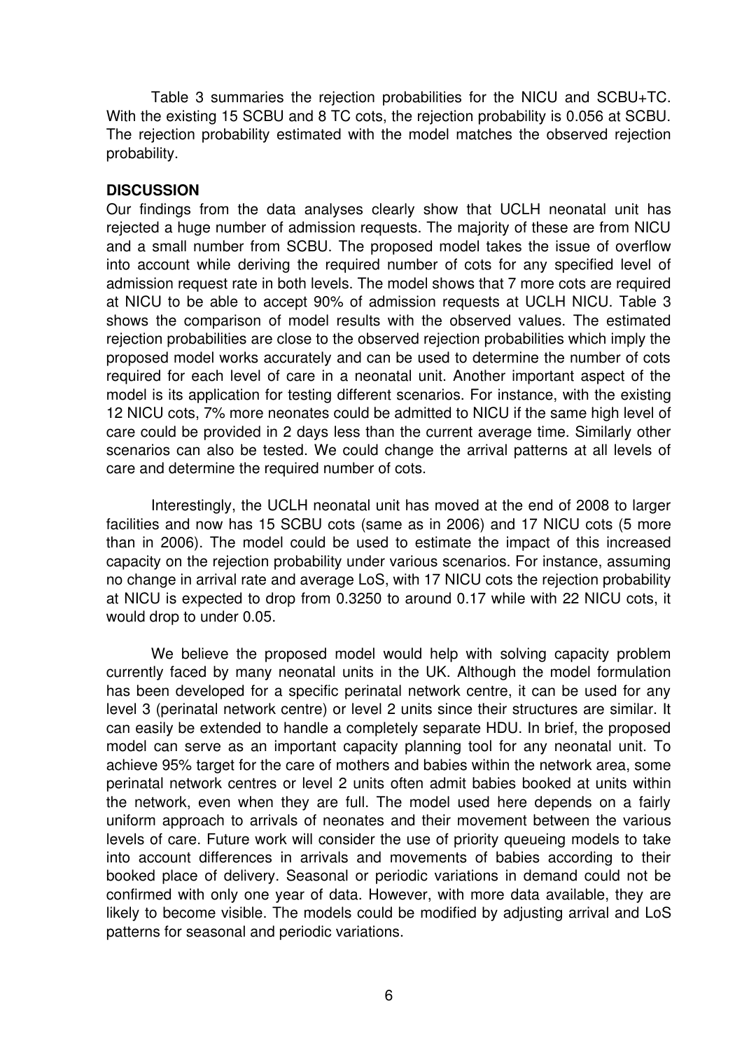Table 3 summaries the rejection probabilities for the NICU and SCBU+TC. With the existing 15 SCBU and 8 TC cots, the rejection probability is 0.056 at SCBU. The rejection probability estimated with the model matches the observed rejection probability.

## DISCUSSION

Our findings from the data analyses clearly show that UCLH neonatal unit has rejected a huge number of admission requests. The majority of these are from NICU and a small number from SCBU. The proposed model takes the issue of overflow into account while deriving the required number of cots for any specified level of admission request rate in both levels. The model shows that 7 more cots are required at NICU to be able to accept 90% of admission requests at UCLH NICU. Table 3 shows the comparison of model results with the observed values. The estimated rejection probabilities are close to the observed rejection probabilities which imply the proposed model works accurately and can be used to determine the number of cots required for each level of care in a neonatal unit. Another important aspect of the model is its application for testing different scenarios. For instance, with the existing 12 NICU cots, 7% more neonates could be admitted to NICU if the same high level of care could be provided in 2 days less than the current average time. Similarly other scenarios can also be tested. We could change the arrival patterns at all levels of care and determine the required number of cots.

Interestingly, the UCLH neonatal unit has moved at the end of 2008 to larger facilities and now has 15 SCBU cots (same as in 2006) and 17 NICU cots (5 more than in 2006). The model could be used to estimate the impact of this increased capacity on the rejection probability under various scenarios. For instance, assuming no change in arrival rate and average LoS, with 17 NICU cots the rejection probability at NICU is expected to drop from 0.3250 to around 0.17 while with 22 NICU cots, it would drop to under 0.05.

We believe the proposed model would help with solving capacity problem currently faced by many neonatal units in the UK. Although the model formulation has been developed for a specific perinatal network centre, it can be used for any level 3 (perinatal network centre) or level 2 units since their structures are similar. It can easily be extended to handle a completely separate HDU. In brief, the proposed model can serve as an important capacity planning tool for any neonatal unit. To achieve 95% target for the care of mothers and babies within the network area, some perinatal network centres or level 2 units often admit babies booked at units within the network, even when they are full. The model used here depends on a fairly uniform approach to arrivals of neonates and their movement between the various levels of care. Future work will consider the use of priority queueing models to take into account differences in arrivals and movements of babies according to their booked place of delivery. Seasonal or periodic variations in demand could not be confirmed with only one year of data. However, with more data available, they are likely to become visible. The models could be modified by adjusting arrival and LoS patterns for seasonal and periodic variations.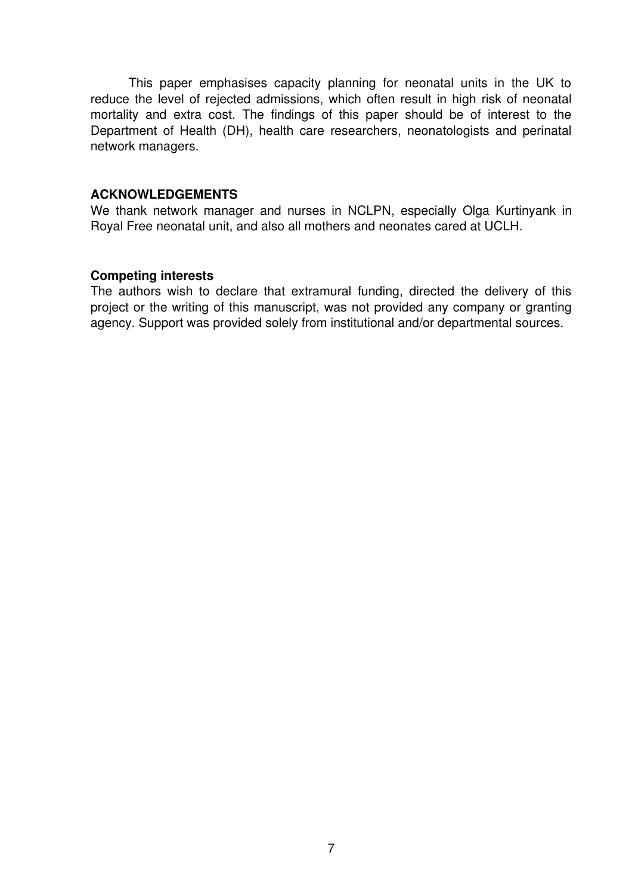This paper emphasises capacity planning for neonatal units in the UK to reduce the level of rejected admissions, which often result in high risk of neonatal mortality and extra cost. The findings of this paper should be of interest to the Department of Health (DH), health care researchers, neonatologists and perinatal network managers.

## ACKNOWLEDGEMENTS

We thank network manager and nurses in NCLPN, especially Olga Kurtinyank in Royal Free neonatal unit, and also all mothers and neonates cared at UCLH.

### Competing interests

The authors wish to declare that extramural funding, directed the delivery of this project or the writing of this manuscript, was not provided any company or granting agency. Support was provided solely from institutional and/or departmental sources.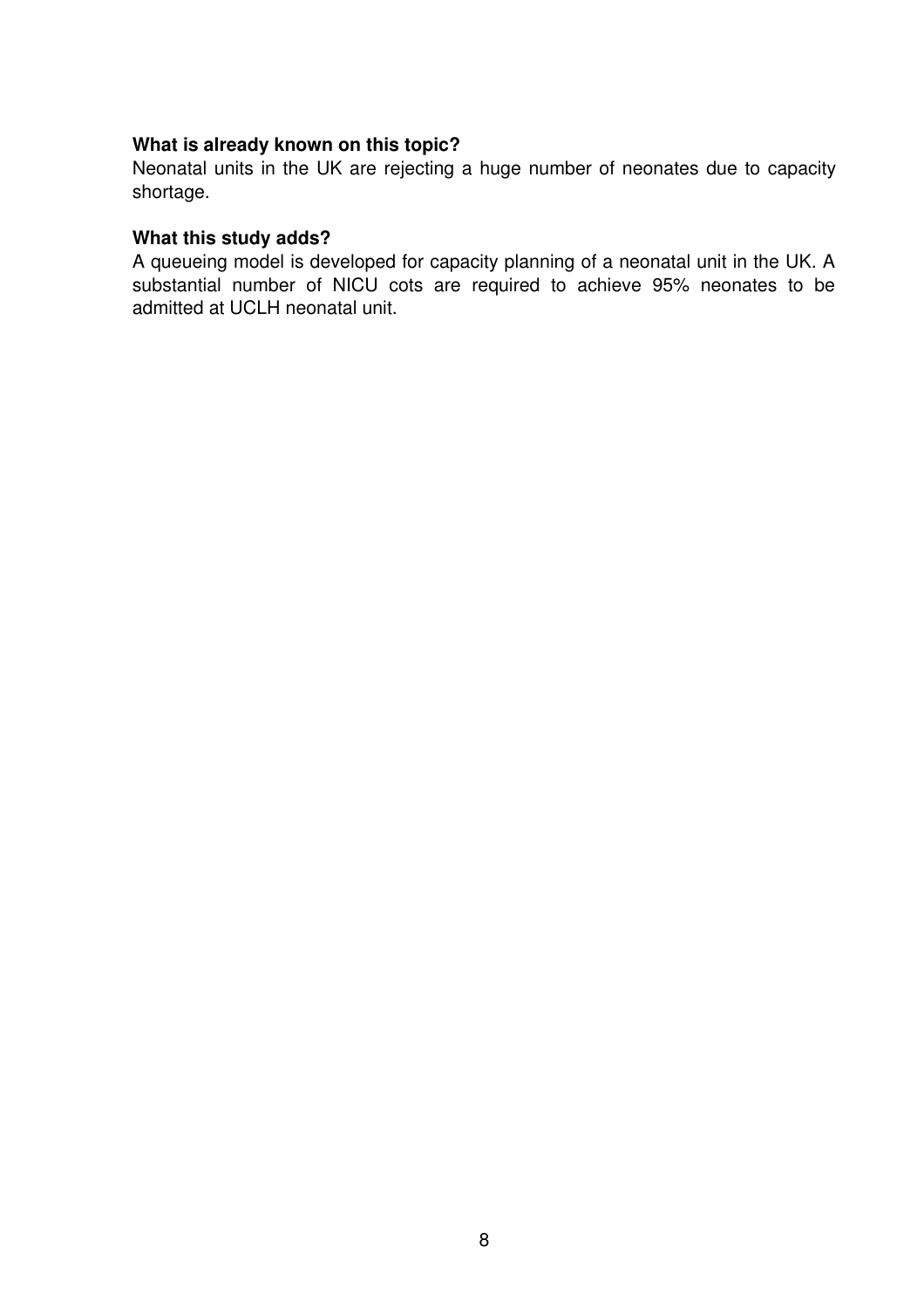**What is already known on this topic?**

Neonatal units in the UK are rejecting a huge number of neonates due to capacity shortage.

**What this study adds?**

A queueing model is developed for capacity planning of a neonatal unit in the UK. A substantial number of NICU cots are required to achieve 95% neonates to be admitted at UCLH neonatal unit.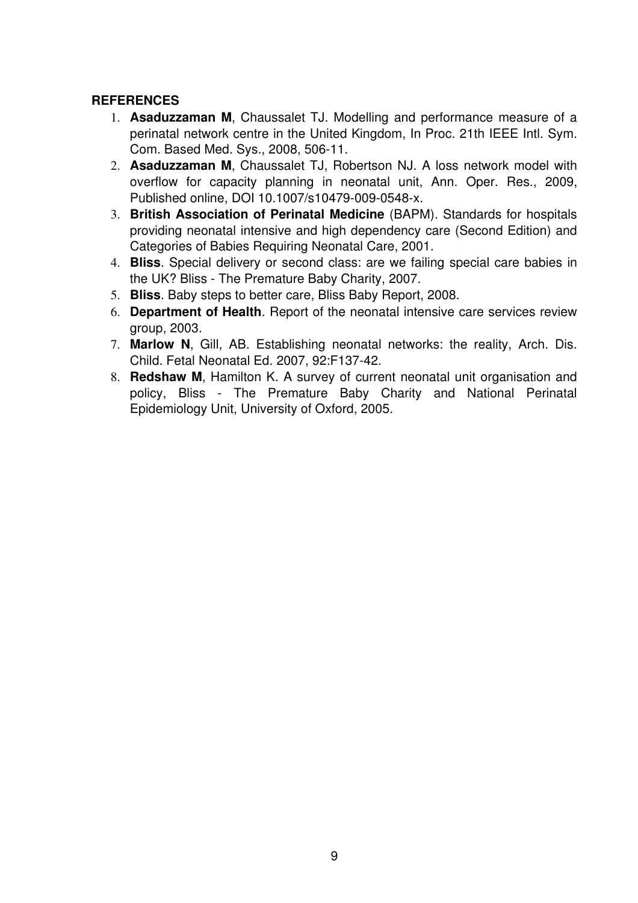## REFERENCES

1. **Asaduzzaman M**, Chaussalet TJ. Modelling and performance measure of a perinatal network centre in the United Kingdom, In Proc. 21th IEEE Intl. Sym. Com. Based Med. Sys., 2008, 506-11.
2. **Asaduzzaman M**, Chaussalet TJ, Robertson NJ. A loss network model with overflow for capacity planning in neonatal unit, Ann. Oper. Res., 2009, Published online, DOI 10.1007/s10479-009-0548-x.
3. **British Association of Perinatal Medicine** (BAPM). Standards for hospitals providing neonatal intensive and high dependency care (Second Edition) and Categories of Babies Requiring Neonatal Care, 2001.
4. **Bliss**. Special delivery or second class: are we failing special care babies in the UK? Bliss - The Premature Baby Charity, 2007.
5. **Bliss**. Baby steps to better care, Bliss Baby Report, 2008.
6. **Department of Health**. Report of the neonatal intensive care services review group, 2003.
7. **Marlow N**, Gill, AB. Establishing neonatal networks: the reality, Arch. Dis. Child. Fetal Neonatal Ed. 2007, 92:F137-42.
8. **Redshaw M**, Hamilton K. A survey of current neonatal unit organisation and policy, Bliss - The Premature Baby Charity and National Perinatal Epidemiology Unit, University of Oxford, 2005.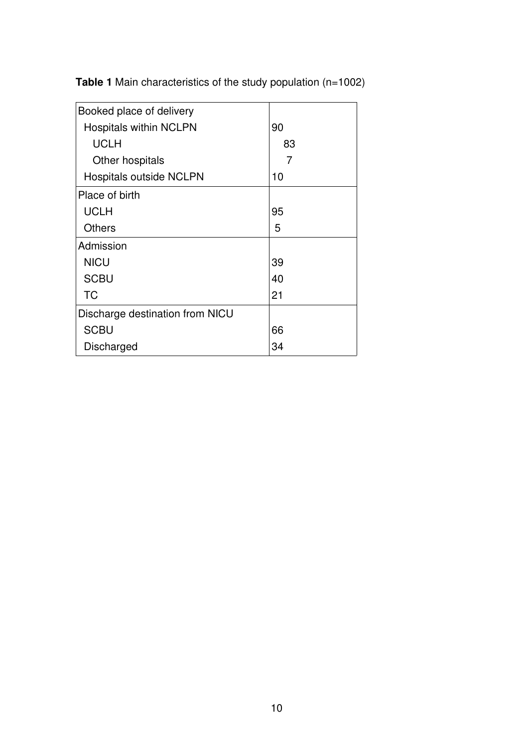**Table 1** Main characteristics of the study population (n=1002)

| | |
|---|---|
| Booked place of delivery | |
| Hospitals within NCLPN | 90 |
| UCLH | 83 |
| Other hospitals | 7 |
| Hospitals outside NCLPN | 10 |
| Place of birth | |
| UCLH | 95 |
| Others | 5 |
| Admission | |
| NICU | 39 |
| SCBU | 40 |
| TC | 21 |
| Discharge destination from NICU | |
| SCBU | 66 |
| Discharged | 34 |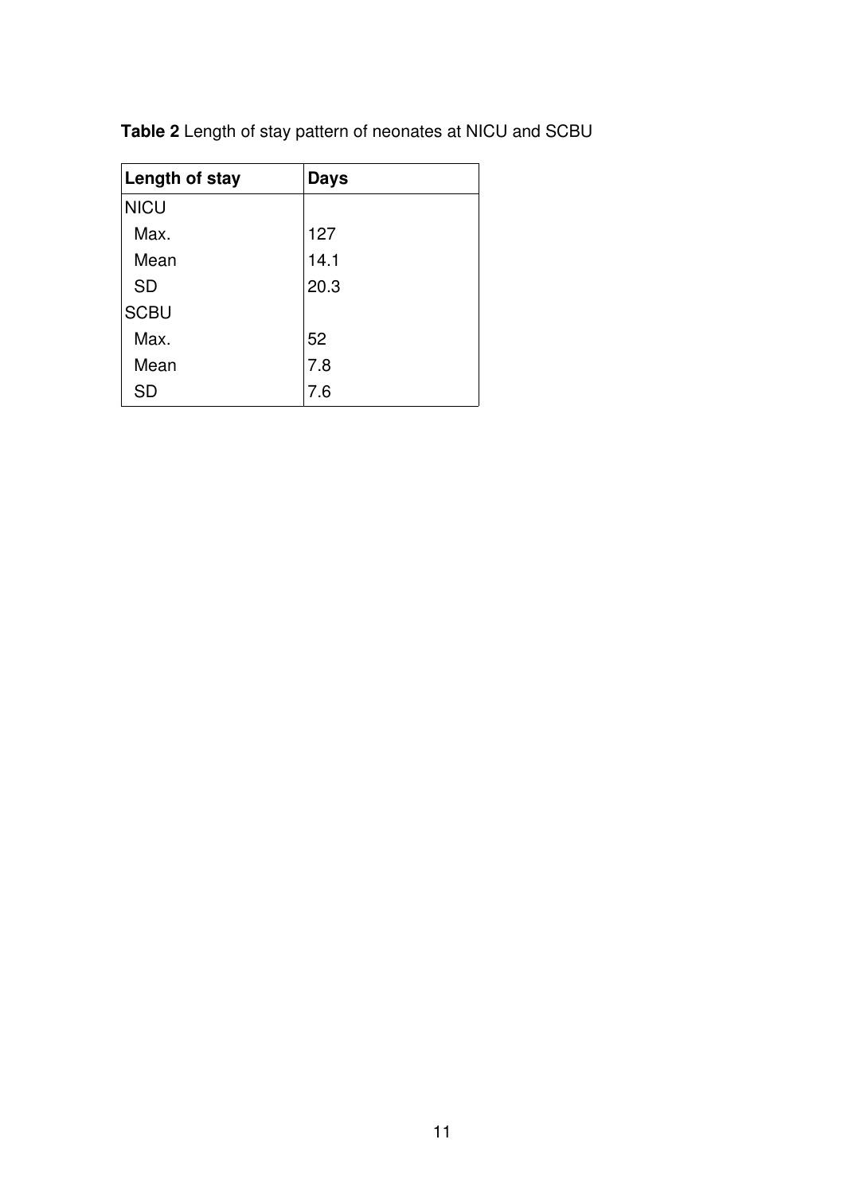**Table 2** Length of stay pattern of neonates at NICU and SCBU

| Length of stay | Days |
|---|---|
| NICU | |
| Max. | 127 |
| Mean | 14.1 |
| SD | 20.3 |
| SCBU | |
| Max. | 52 |
| Mean | 7.8 |
| SD | 7.6 |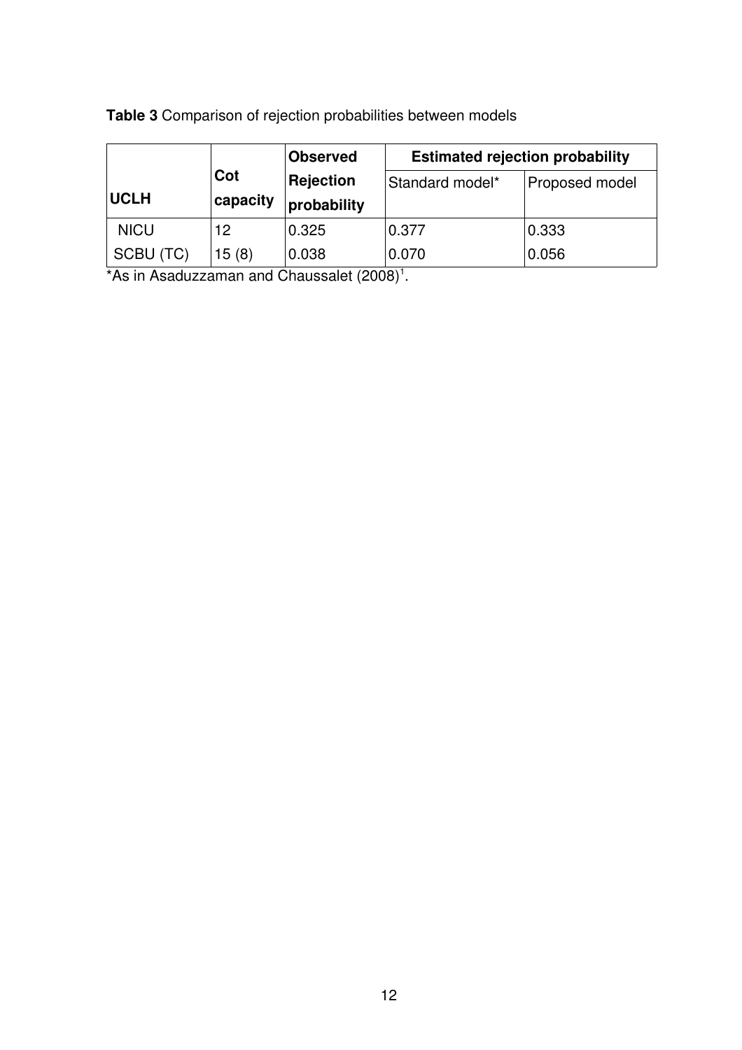**Table 3** Comparison of rejection probabilities between models

| UCLH | Cot capacity | Observed Rejection probability | Estimated rejection probability | |
|---|---|---|---|---|
| | | | Standard model* | Proposed model |
| NICU | 12 | 0.325 | 0.377 | 0.333 |
| SCBU (TC) | 15 (8) | 0.038 | 0.070 | 0.056 |

*As in Asaduzzaman and Chaussalet (2008)[1].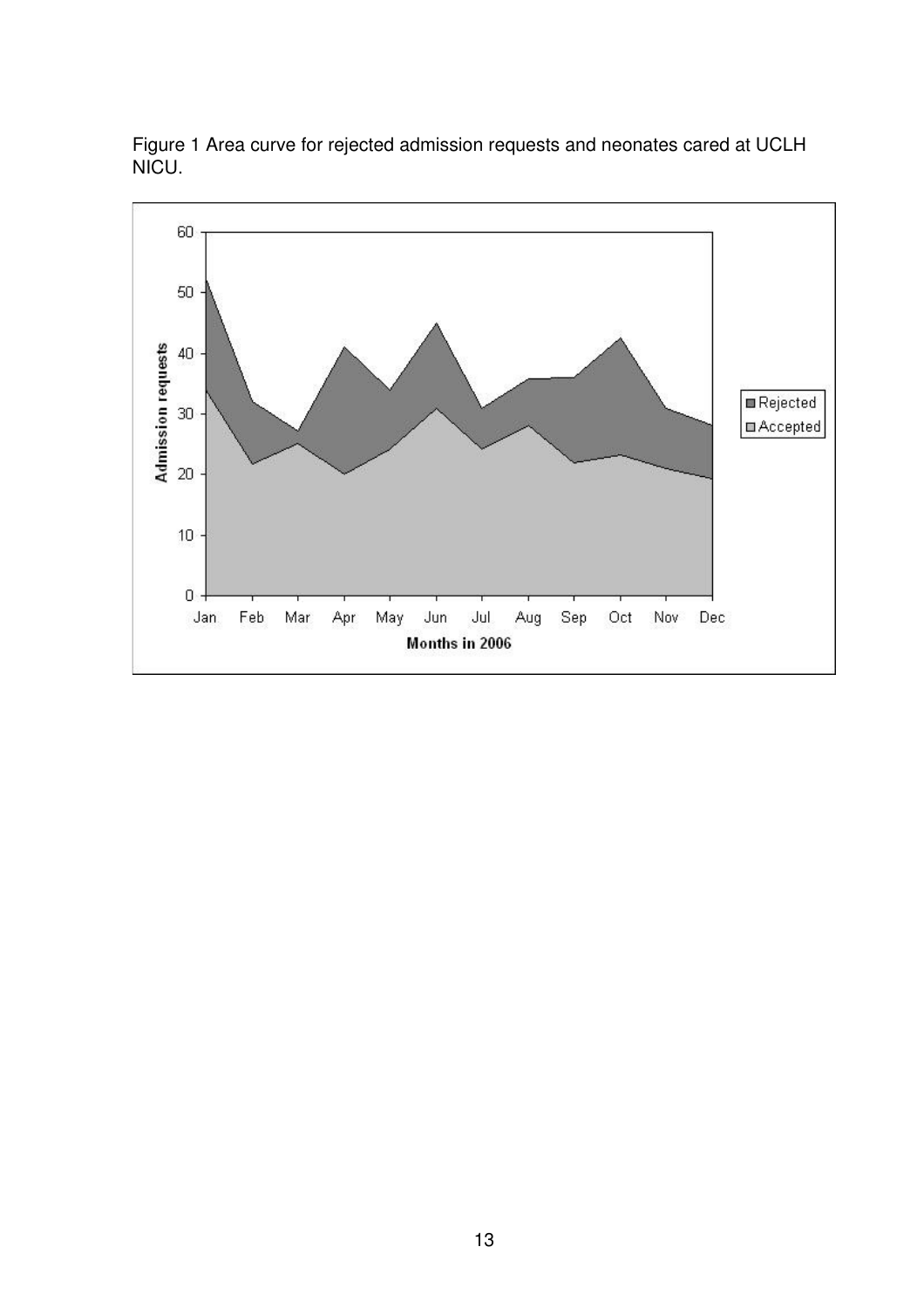Figure 1 Area curve for rejected admission requests and neonates cared at UCLH NICU.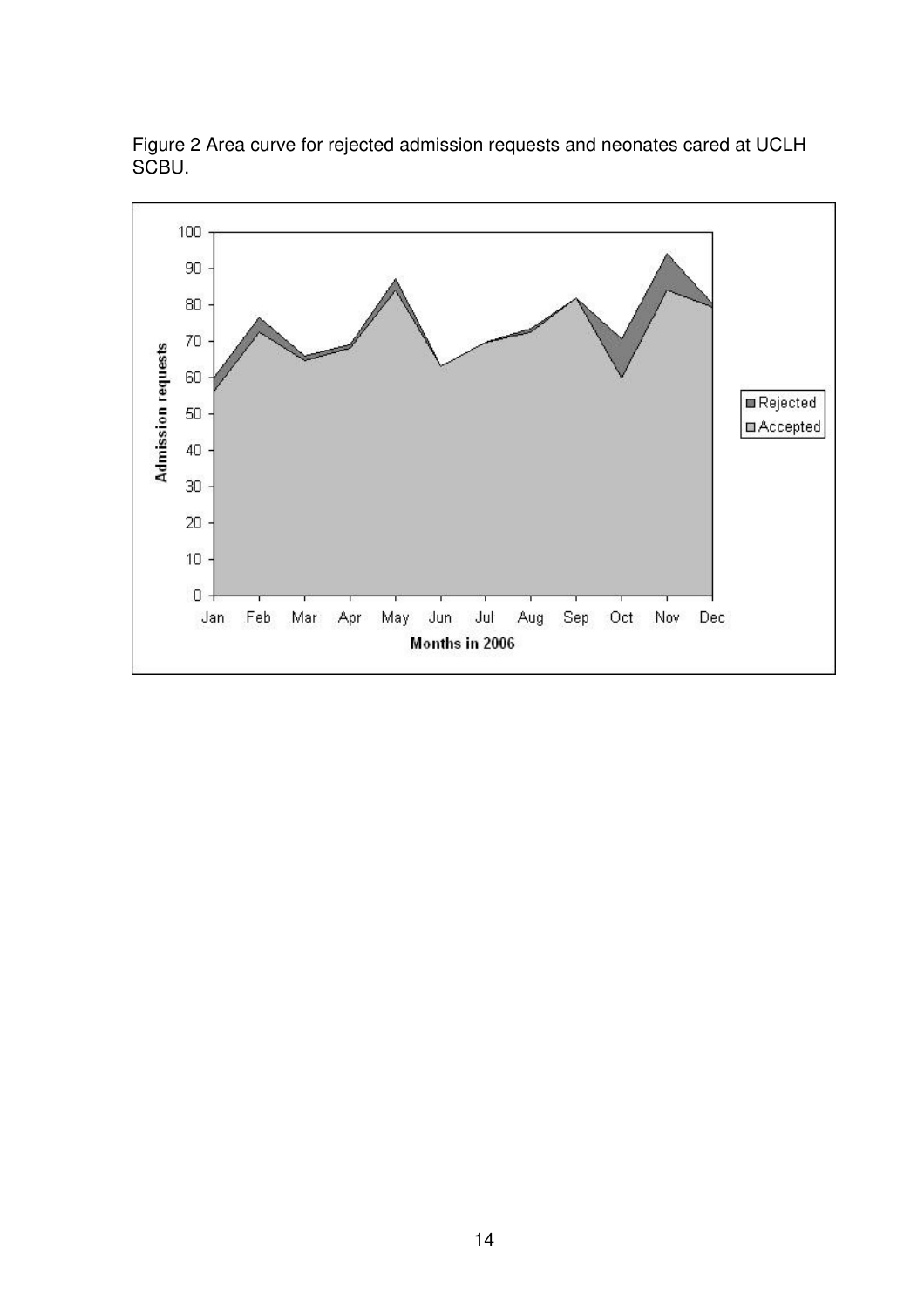Figure 2 Area curve for rejected admission requests and neonates cared at UCLH SCBU.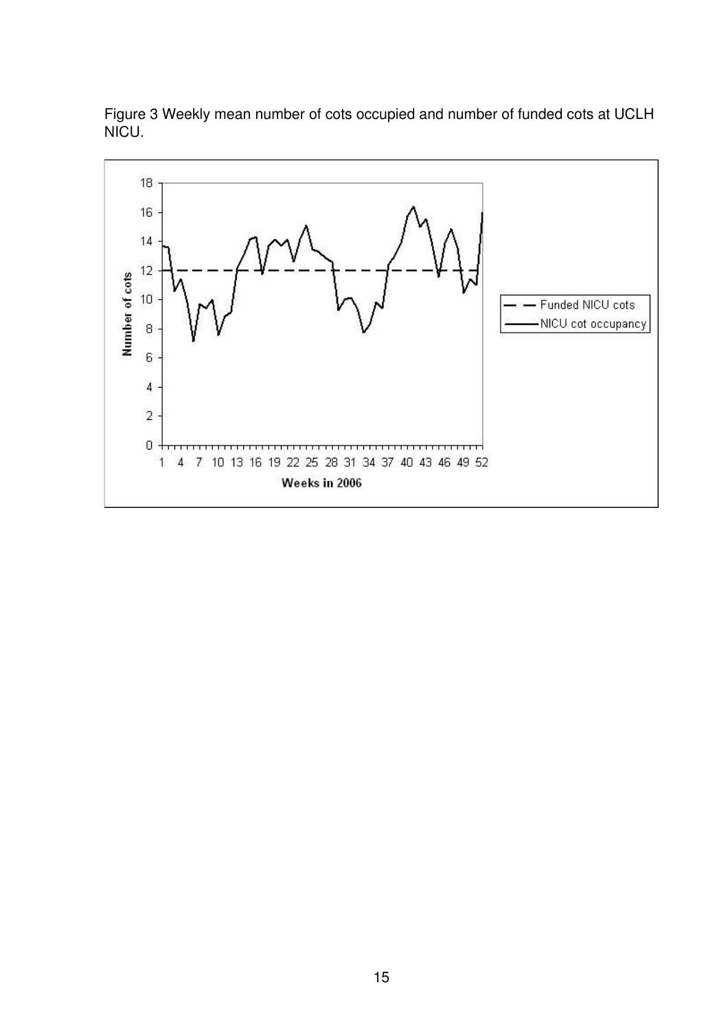Figure 3 Weekly mean number of cots occupied and number of funded cots at UCLH NICU.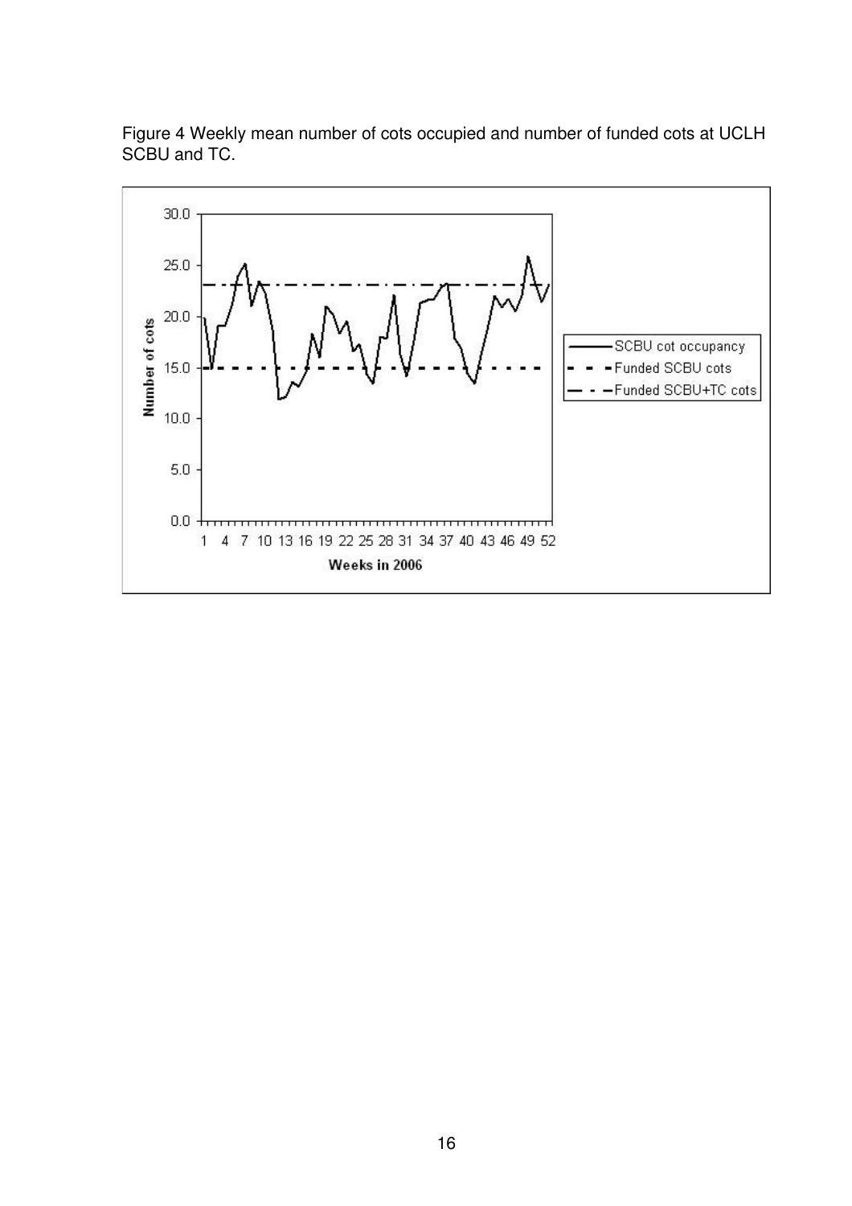Figure 4 Weekly mean number of cots occupied and number of funded cots at UCLH SCBU and TC.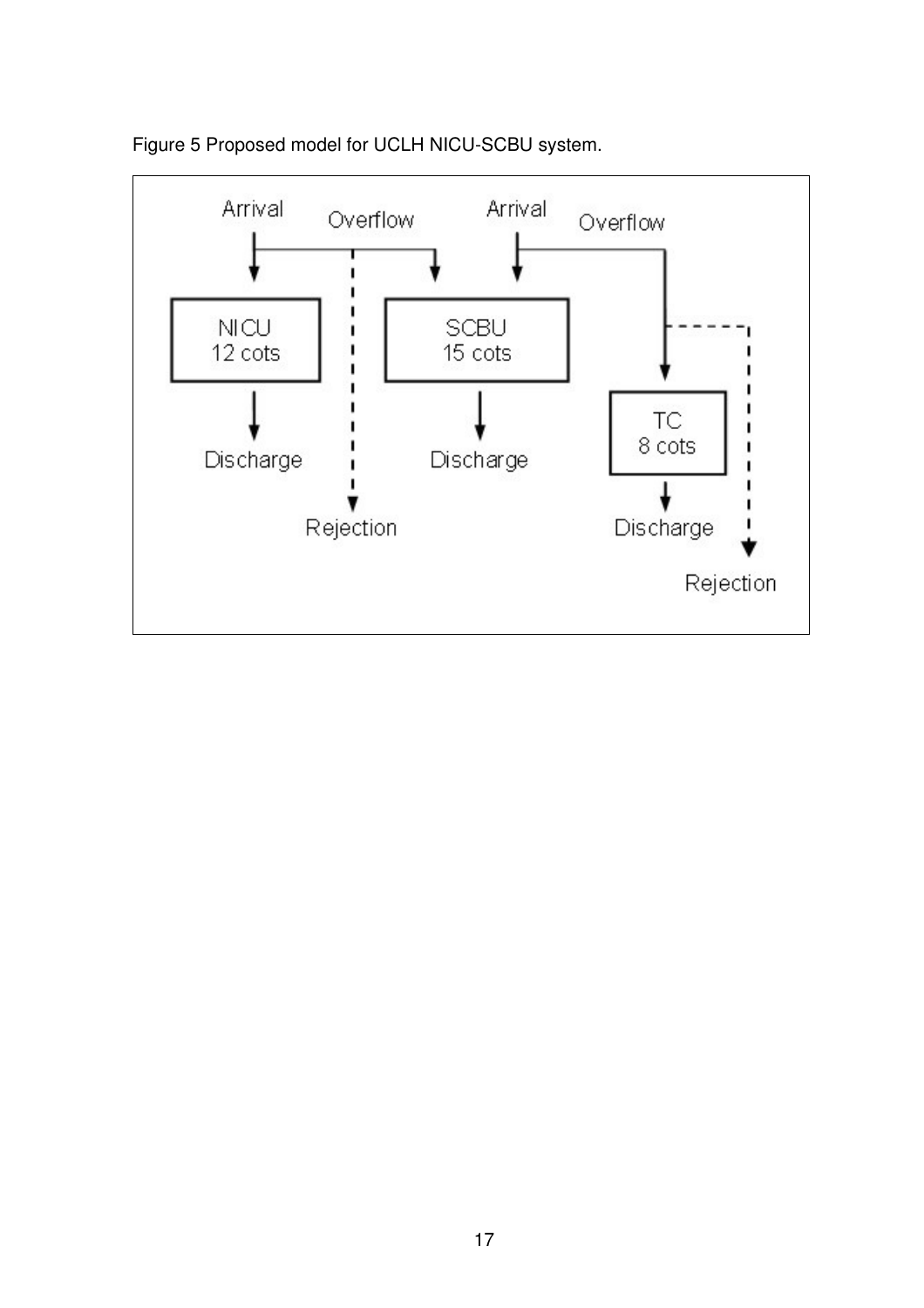Figure 5 Proposed model for UCLH NICU-SCBU system.

Arrival

Overflow

Arrival

Overflow

NICU
12 cots

SCBU
15 cots

TC
8 cots

Discharge

Discharge

Discharge

Rejection

Rejection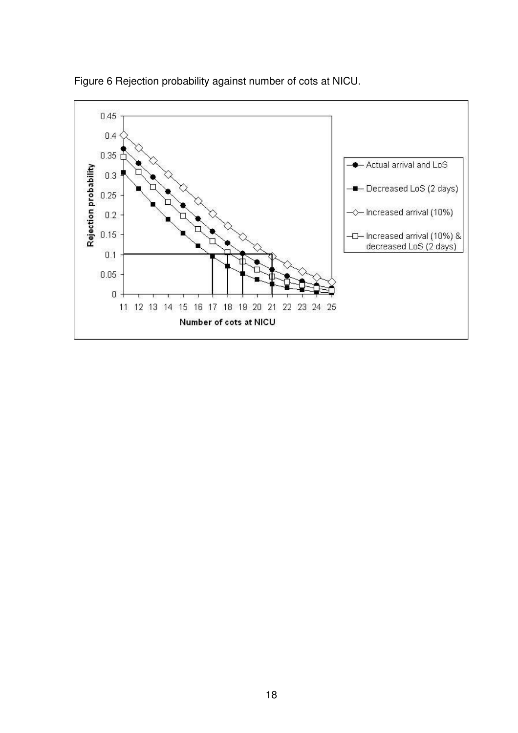Figure 6 Rejection probability against number of cots at NICU.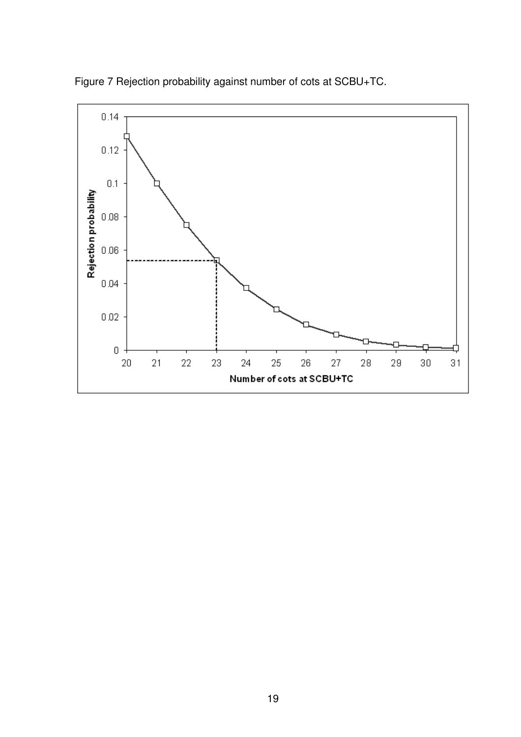Figure 7 Rejection probability against number of cots at SCBU+TC.

0.14
0.12
0.1
0.08
0.06
0.04
0.02
0

Rejection probability

20 21 22 23 24 25 26 27 28 29 30 31

Number of cots at SCBU+TC